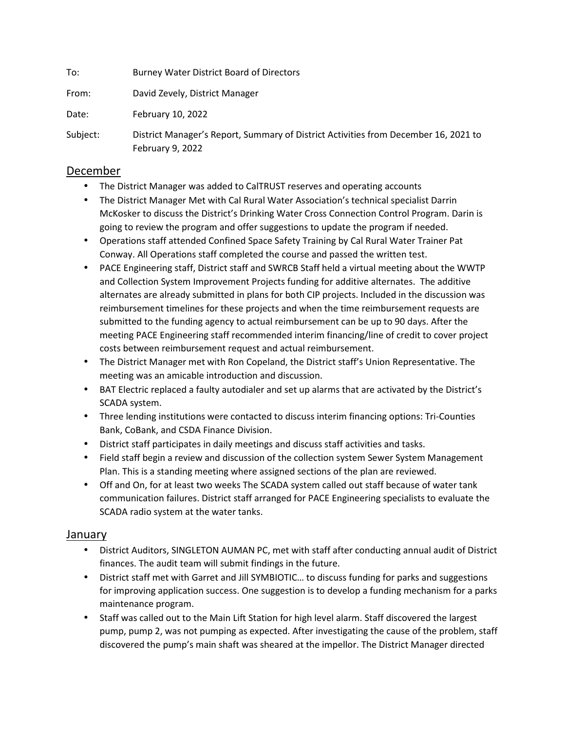To: Burney Water District Board of Directors

From: David Zevely, District Manager

Date: February 10, 2022

Subject: District Manager's Report, Summary of District Activities from December 16, 2021 to February 9, 2022

## December

- The District Manager was added to CalTRUST reserves and operating accounts
- The District Manager Met with Cal Rural Water Association's technical specialist Darrin McKosker to discuss the District's Drinking Water Cross Connection Control Program. Darin is going to review the program and offer suggestions to update the program if needed.
- Operations staff attended Confined Space Safety Training by Cal Rural Water Trainer Pat Conway. All Operations staff completed the course and passed the written test.
- PACE Engineering staff, District staff and SWRCB Staff held a virtual meeting about the WWTP and Collection System Improvement Projects funding for additive alternates. The additive alternates are already submitted in plans for both CIP projects. Included in the discussion was reimbursement timelines for these projects and when the time reimbursement requests are submitted to the funding agency to actual reimbursement can be up to 90 days. After the meeting PACE Engineering staff recommended interim financing/line of credit to cover project costs between reimbursement request and actual reimbursement.
- The District Manager met with Ron Copeland, the District staff's Union Representative. The meeting was an amicable introduction and discussion.
- BAT Electric replaced a faulty autodialer and set up alarms that are activated by the District's SCADA system.
- Three lending institutions were contacted to discuss interim financing options: Tri-Counties Bank, CoBank, and CSDA Finance Division.
- District staff participates in daily meetings and discuss staff activities and tasks.
- Field staff begin a review and discussion of the collection system Sewer System Management Plan. This is a standing meeting where assigned sections of the plan are reviewed.
- Off and On, for at least two weeks The SCADA system called out staff because of water tank communication failures. District staff arranged for PACE Engineering specialists to evaluate the SCADA radio system at the water tanks.

## January

- District Auditors, SINGLETON AUMAN PC, met with staff after conducting annual audit of District finances. The audit team will submit findings in the future.
- District staff met with Garret and Jill SYMBIOTIC… to discuss funding for parks and suggestions for improving application success. One suggestion is to develop a funding mechanism for a parks maintenance program.
- Staff was called out to the Main Lift Station for high level alarm. Staff discovered the largest pump, pump 2, was not pumping as expected. After investigating the cause of the problem, staff discovered the pump's main shaft was sheared at the impellor. The District Manager directed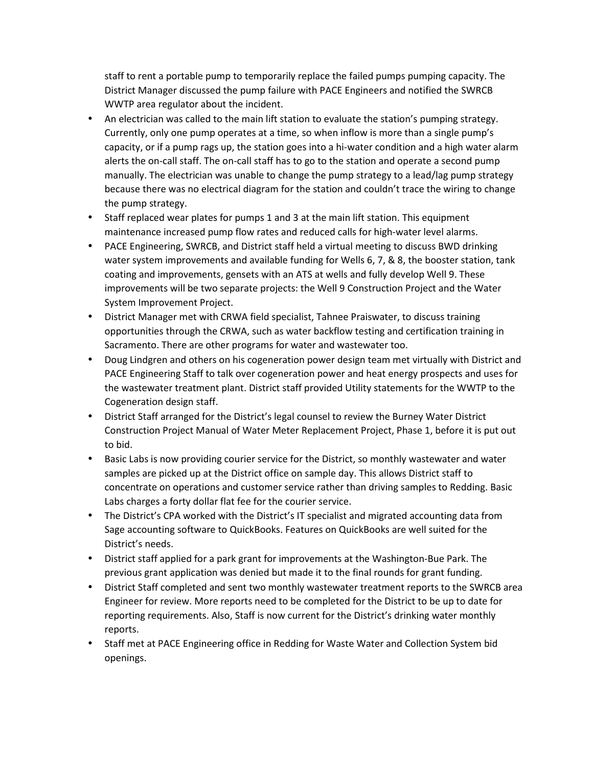staff to rent a portable pump to temporarily replace the failed pumps pumping capacity. The District Manager discussed the pump failure with PACE Engineers and notified the SWRCB WWTP area regulator about the incident.

- An electrician was called to the main lift station to evaluate the station's pumping strategy. Currently, only one pump operates at a time, so when inflow is more than a single pump's capacity, or if a pump rags up, the station goes into a hi-water condition and a high water alarm alerts the on-call staff. The on-call staff has to go to the station and operate a second pump manually. The electrician was unable to change the pump strategy to a lead/lag pump strategy because there was no electrical diagram for the station and couldn't trace the wiring to change the pump strategy.
- Staff replaced wear plates for pumps 1 and 3 at the main lift station. This equipment maintenance increased pump flow rates and reduced calls for high-water level alarms.
- PACE Engineering, SWRCB, and District staff held a virtual meeting to discuss BWD drinking water system improvements and available funding for Wells 6, 7, & 8, the booster station, tank coating and improvements, gensets with an ATS at wells and fully develop Well 9. These improvements will be two separate projects: the Well 9 Construction Project and the Water System Improvement Project.
- District Manager met with CRWA field specialist, Tahnee Praiswater, to discuss training opportunities through the CRWA, such as water backflow testing and certification training in Sacramento. There are other programs for water and wastewater too.
- Doug Lindgren and others on his cogeneration power design team met virtually with District and PACE Engineering Staff to talk over cogeneration power and heat energy prospects and uses for the wastewater treatment plant. District staff provided Utility statements for the WWTP to the Cogeneration design staff.
- District Staff arranged for the District's legal counsel to review the Burney Water District Construction Project Manual of Water Meter Replacement Project, Phase 1, before it is put out to bid.
- Basic Labs is now providing courier service for the District, so monthly wastewater and water samples are picked up at the District office on sample day. This allows District staff to concentrate on operations and customer service rather than driving samples to Redding. Basic Labs charges a forty dollar flat fee for the courier service.
- The District's CPA worked with the District's IT specialist and migrated accounting data from Sage accounting software to QuickBooks. Features on QuickBooks are well suited for the District's needs.
- District staff applied for a park grant for improvements at the Washington-Bue Park. The previous grant application was denied but made it to the final rounds for grant funding.
- District Staff completed and sent two monthly wastewater treatment reports to the SWRCB area Engineer for review. More reports need to be completed for the District to be up to date for reporting requirements. Also, Staff is now current for the District's drinking water monthly reports.
- Staff met at PACE Engineering office in Redding for Waste Water and Collection System bid openings.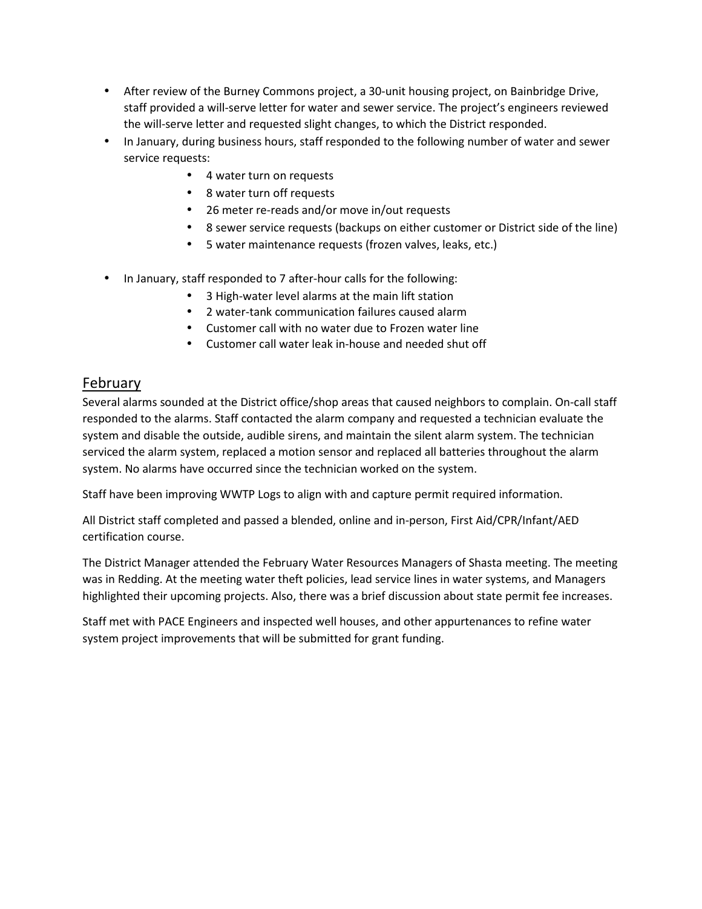- After review of the Burney Commons project, a 30-unit housing project, on Bainbridge Drive, staff provided a will-serve letter for water and sewer service. The project's engineers reviewed the will-serve letter and requested slight changes, to which the District responded.
- In January, during business hours, staff responded to the following number of water and sewer service requests:
  - 4 water turn on requests
  - 8 water turn off requests
  - 26 meter re-reads and/or move in/out requests
  - 8 sewer service requests (backups on either customer or District side of the line)
  - 5 water maintenance requests (frozen valves, leaks, etc.)
- In January, staff responded to 7 after-hour calls for the following:
  - 3 High-water level alarms at the main lift station
  - 2 water-tank communication failures caused alarm
  - Customer call with no water due to Frozen water line
  - Customer call water leak in-house and needed shut off

## February

Several alarms sounded at the District office/shop areas that caused neighbors to complain. On-call staff responded to the alarms. Staff contacted the alarm company and requested a technician evaluate the system and disable the outside, audible sirens, and maintain the silent alarm system. The technician serviced the alarm system, replaced a motion sensor and replaced all batteries throughout the alarm system. No alarms have occurred since the technician worked on the system.

Staff have been improving WWTP Logs to align with and capture permit required information.

All District staff completed and passed a blended, online and in-person, First Aid/CPR/Infant/AED certification course.

The District Manager attended the February Water Resources Managers of Shasta meeting. The meeting was in Redding. At the meeting water theft policies, lead service lines in water systems, and Managers highlighted their upcoming projects. Also, there was a brief discussion about state permit fee increases.

Staff met with PACE Engineers and inspected well houses, and other appurtenances to refine water system project improvements that will be submitted for grant funding.